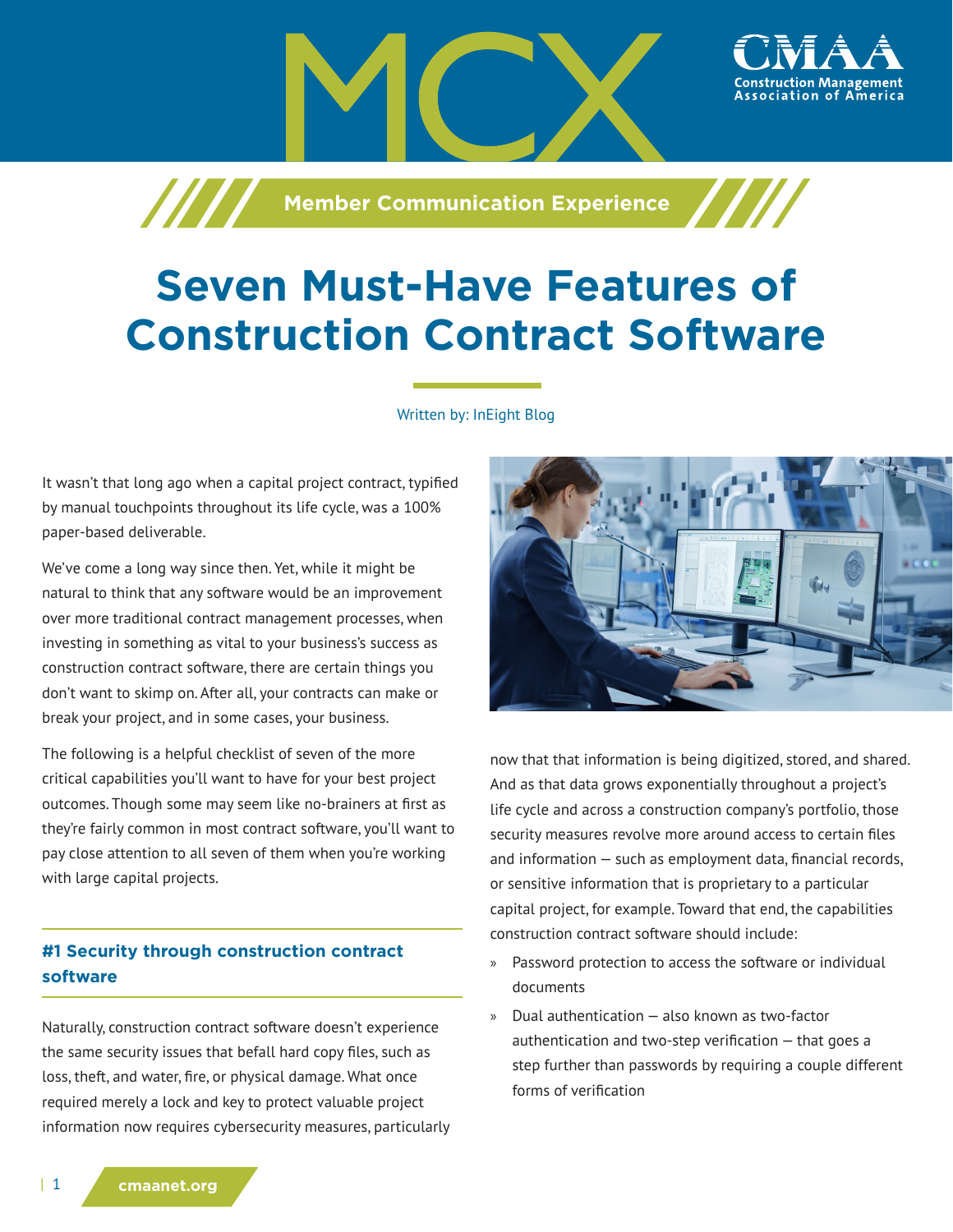# Seven Must-Have Features of Construction Contract Software

Member Communication Experience

Written by: InEight Blog

It wasn't that long ago when a capital project contract, typified by manual touchpoints throughout its life cycle, was a 100% paper-based deliverable.

We've come a long way since then. Yet, while it might be natural to think that any software would be an improvement over more traditional contract management processes, when investing in something as vital to your business's success as construction contract software, there are certain things you don't want to skimp on. After all, your contracts can make or break your project, and in some cases, your business.

The following is a helpful checklist of seven of the more critical capabilities you'll want to have for your best project outcomes. Though some may seem like no-brainers at first as they're fairly common in most contract software, you'll want to pay close attention to all seven of them when you're working with large capital projects.

## #1 Security through construction contract software

Naturally, construction contract software doesn't experience the same security issues that befall hard copy files, such as loss, theft, and water, fire, or physical damage. What once required merely a lock and key to protect valuable project information now requires cybersecurity measures, particularly now that that information is being digitized, stored, and shared. And as that data grows exponentially throughout a project's life cycle and across a construction company's portfolio, those security measures revolve more around access to certain files and information — such as employment data, financial records, or sensitive information that is proprietary to a particular capital project, for example. Toward that end, the capabilities construction contract software should include:

- Password protection to access the software or individual documents
- Dual authentication — also known as two-factor authentication and two-step verification — that goes a step further than passwords by requiring a couple different forms of verification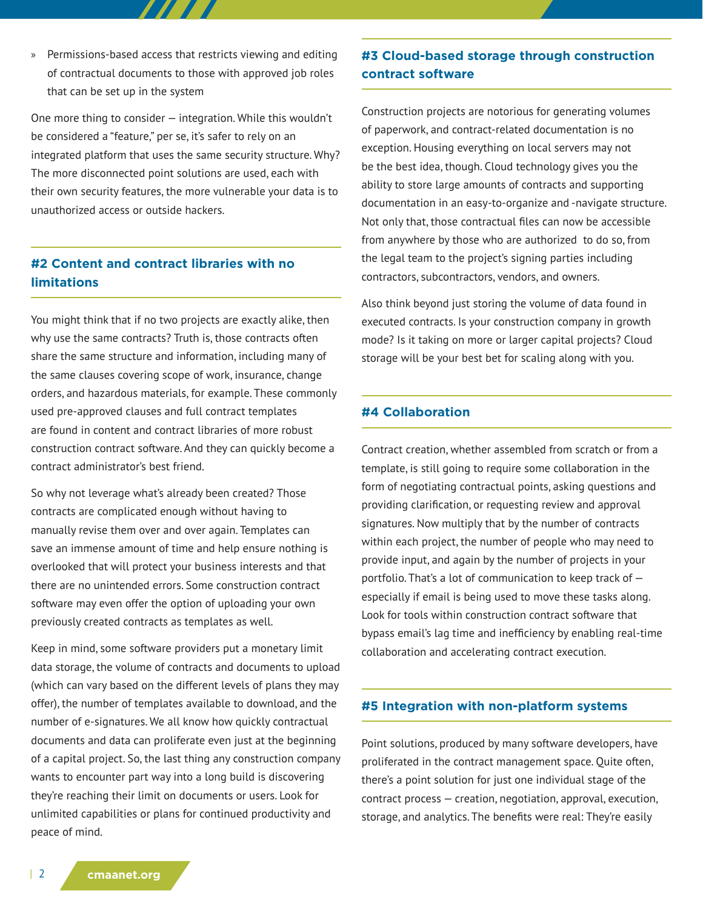» Permissions-based access that restricts viewing and editing of contractual documents to those with approved job roles that can be set up in the system

One more thing to consider — integration. While this wouldn't be considered a "feature," per se, it's safer to rely on an integrated platform that uses the same security structure. Why? The more disconnected point solutions are used, each with their own security features, the more vulnerable your data is to unauthorized access or outside hackers.

## #2 Content and contract libraries with no limitations

You might think that if no two projects are exactly alike, then why use the same contracts? Truth is, those contracts often share the same structure and information, including many of the same clauses covering scope of work, insurance, change orders, and hazardous materials, for example. These commonly used pre-approved clauses and full contract templates are found in content and contract libraries of more robust construction contract software. And they can quickly become a contract administrator's best friend.

So why not leverage what's already been created? Those contracts are complicated enough without having to manually revise them over and over again. Templates can save an immense amount of time and help ensure nothing is overlooked that will protect your business interests and that there are no unintended errors. Some construction contract software may even offer the option of uploading your own previously created contracts as templates as well.

Keep in mind, some software providers put a monetary limit data storage, the volume of contracts and documents to upload (which can vary based on the different levels of plans they may offer), the number of templates available to download, and the number of e-signatures. We all know how quickly contractual documents and data can proliferate even just at the beginning of a capital project. So, the last thing any construction company wants to encounter part way into a long build is discovering they're reaching their limit on documents or users. Look for unlimited capabilities or plans for continued productivity and peace of mind.

## #3 Cloud-based storage through construction contract software

Construction projects are notorious for generating volumes of paperwork, and contract-related documentation is no exception. Housing everything on local servers may not be the best idea, though. Cloud technology gives you the ability to store large amounts of contracts and supporting documentation in an easy-to-organize and -navigate structure. Not only that, those contractual files can now be accessible from anywhere by those who are authorized to do so, from the legal team to the project's signing parties including contractors, subcontractors, vendors, and owners.

Also think beyond just storing the volume of data found in executed contracts. Is your construction company in growth mode? Is it taking on more or larger capital projects? Cloud storage will be your best bet for scaling along with you.

## #4 Collaboration

Contract creation, whether assembled from scratch or from a template, is still going to require some collaboration in the form of negotiating contractual points, asking questions and providing clarification, or requesting review and approval signatures. Now multiply that by the number of contracts within each project, the number of people who may need to provide input, and again by the number of projects in your portfolio. That's a lot of communication to keep track of — especially if email is being used to move these tasks along. Look for tools within construction contract software that bypass email's lag time and inefficiency by enabling real-time collaboration and accelerating contract execution.

## #5 Integration with non-platform systems

Point solutions, produced by many software developers, have proliferated in the contract management space. Quite often, there's a point solution for just one individual stage of the contract process — creation, negotiation, approval, execution, storage, and analytics. The benefits were real: They're easily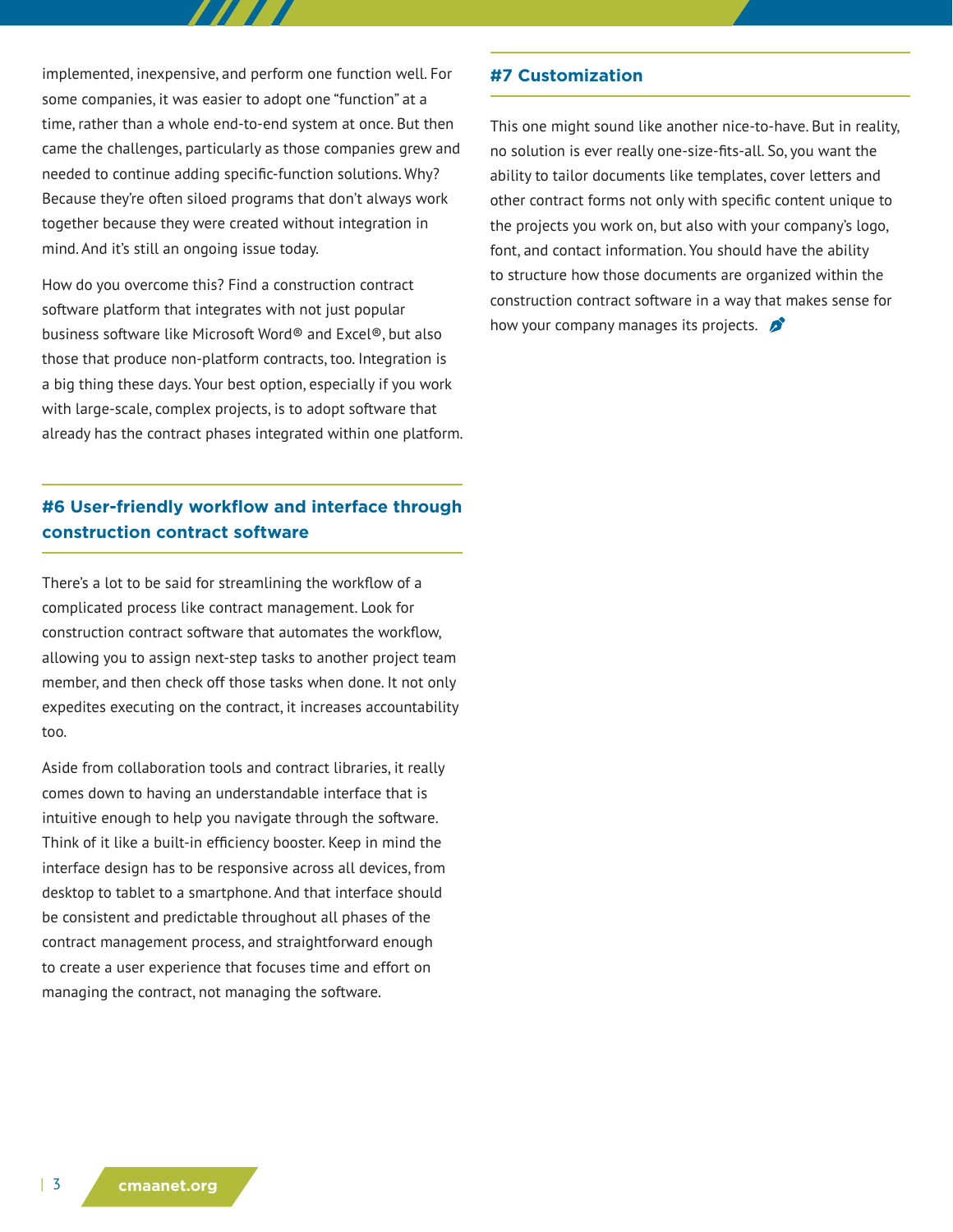implemented, inexpensive, and perform one function well. For some companies, it was easier to adopt one "function" at a time, rather than a whole end-to-end system at once. But then came the challenges, particularly as those companies grew and needed to continue adding specific-function solutions. Why? Because they're often siloed programs that don't always work together because they were created without integration in mind. And it's still an ongoing issue today.

How do you overcome this? Find a construction contract software platform that integrates with not just popular business software like Microsoft Word® and Excel®, but also those that produce non-platform contracts, too. Integration is a big thing these days. Your best option, especially if you work with large-scale, complex projects, is to adopt software that already has the contract phases integrated within one platform.

## #6 User-friendly workflow and interface through construction contract software

There's a lot to be said for streamlining the workflow of a complicated process like contract management. Look for construction contract software that automates the workflow, allowing you to assign next-step tasks to another project team member, and then check off those tasks when done. It not only expedites executing on the contract, it increases accountability too.

Aside from collaboration tools and contract libraries, it really comes down to having an understandable interface that is intuitive enough to help you navigate through the software. Think of it like a built-in efficiency booster. Keep in mind the interface design has to be responsive across all devices, from desktop to tablet to a smartphone. And that interface should be consistent and predictable throughout all phases of the contract management process, and straightforward enough to create a user experience that focuses time and effort on managing the contract, not managing the software.

## #7 Customization

This one might sound like another nice-to-have. But in reality, no solution is ever really one-size-fits-all. So, you want the ability to tailor documents like templates, cover letters and other contract forms not only with specific content unique to the projects you work on, but also with your company's logo, font, and contact information. You should have the ability to structure how those documents are organized within the construction contract software in a way that makes sense for how your company manages its projects.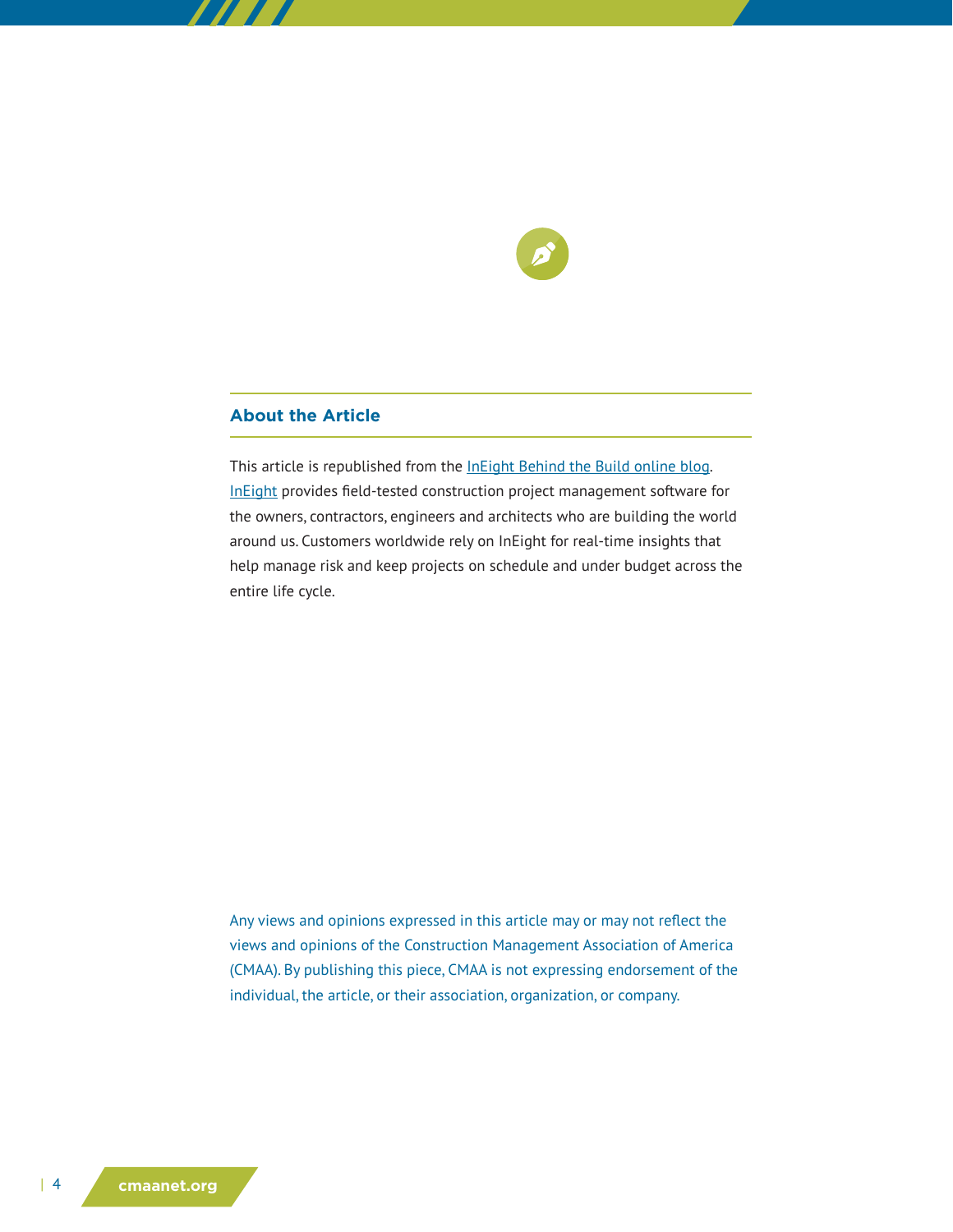## About the Article

This article is republished from the [InEight Behind the Build online blog](). [InEight]() provides field-tested construction project management software for the owners, contractors, engineers and architects who are building the world around us. Customers worldwide rely on InEight for real-time insights that help manage risk and keep projects on schedule and under budget across the entire life cycle.

Any views and opinions expressed in this article may or may not reflect the views and opinions of the Construction Management Association of America (CMAA). By publishing this piece, CMAA is not expressing endorsement of the individual, the article, or their association, organization, or company.